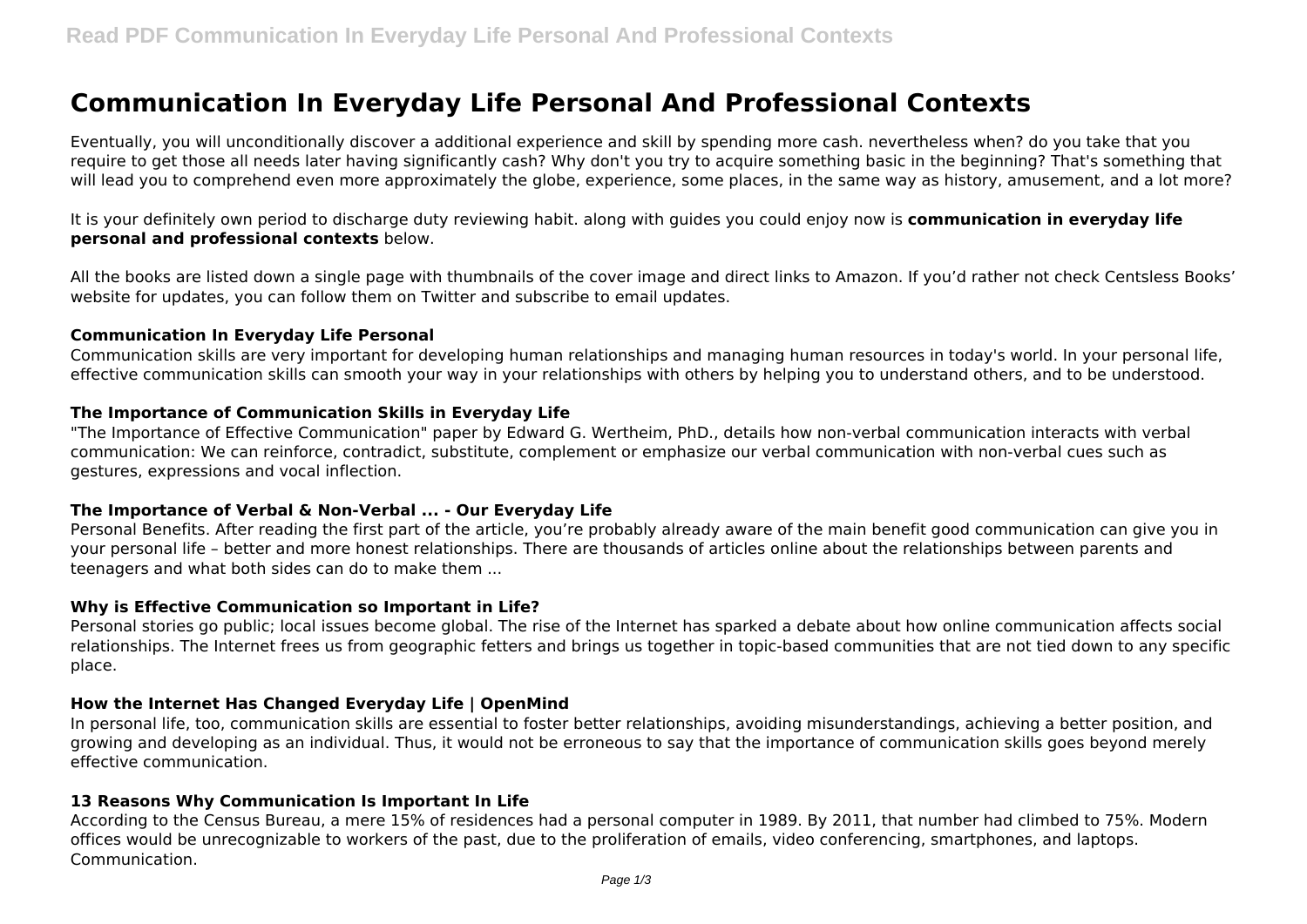# Communication In Everyday Life Personal And Professional Contexts

Eventually, you will unconditionally discover a additional experience and skill by spending more cash. nevertheless when? do you take that you require to get those all needs later having significantly cash? Why don't you try to acquire something basic in the beginning? That's something that will lead you to comprehend even more approximately the globe, experience, some places, in the same way as history, amusement, and a lot more?

It is your definitely own period to discharge duty reviewing habit. along with guides you could enjoy now is **communication in everyday life personal and professional contexts** below.

All the books are listed down a single page with thumbnails of the cover image and direct links to Amazon. If you'd rather not check Centsless Books' website for updates, you can follow them on Twitter and subscribe to email updates.

### Communication In Everyday Life Personal

Communication skills are very important for developing human relationships and managing human resources in today's world. In your personal life, effective communication skills can smooth your way in your relationships with others by helping you to understand others, and to be understood.

### The Importance of Communication Skills in Everyday Life

"The Importance of Effective Communication" paper by Edward G. Wertheim, PhD., details how non-verbal communication interacts with verbal communication: We can reinforce, contradict, substitute, complement or emphasize our verbal communication with non-verbal cues such as gestures, expressions and vocal inflection.

### The Importance of Verbal & Non-Verbal ... - Our Everyday Life

Personal Benefits. After reading the first part of the article, you're probably already aware of the main benefit good communication can give you in your personal life – better and more honest relationships. There are thousands of articles online about the relationships between parents and teenagers and what both sides can do to make them ...

### Why is Effective Communication so Important in Life?

Personal stories go public; local issues become global. The rise of the Internet has sparked a debate about how online communication affects social relationships. The Internet frees us from geographic fetters and brings us together in topic-based communities that are not tied down to any specific place.

### How the Internet Has Changed Everyday Life | OpenMind

In personal life, too, communication skills are essential to foster better relationships, avoiding misunderstandings, achieving a better position, and growing and developing as an individual. Thus, it would not be erroneous to say that the importance of communication skills goes beyond merely effective communication.

### 13 Reasons Why Communication Is Important In Life

According to the Census Bureau, a mere 15% of residences had a personal computer in 1989. By 2011, that number had climbed to 75%. Modern offices would be unrecognizable to workers of the past, due to the proliferation of emails, video conferencing, smartphones, and laptops. Communication.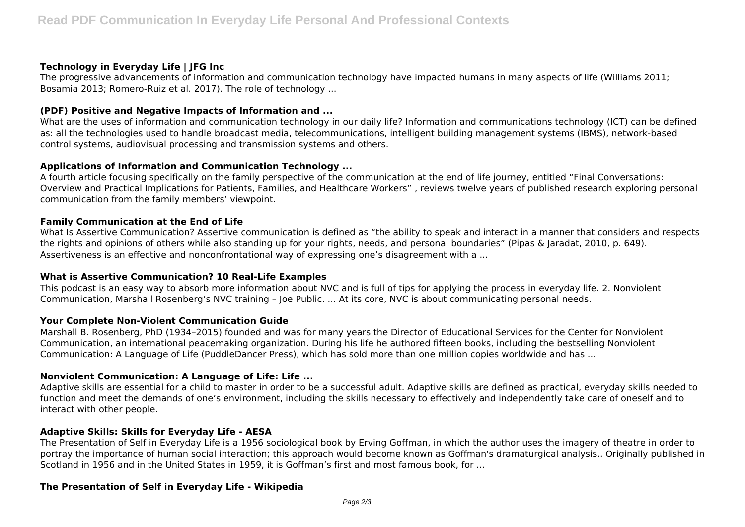### Technology in Everyday Life | JFG Inc

The progressive advancements of information and communication technology have impacted humans in many aspects of life (Williams 2011; Bosamia 2013; Romero-Ruiz et al. 2017). The role of technology ...

### (PDF) Positive and Negative Impacts of Information and ...

What are the uses of information and communication technology in our daily life? Information and communications technology (ICT) can be defined as: all the technologies used to handle broadcast media, telecommunications, intelligent building management systems (IBMS), network-based control systems, audiovisual processing and transmission systems and others.

### Applications of Information and Communication Technology ...

A fourth article focusing specifically on the family perspective of the communication at the end of life journey, entitled "Final Conversations: Overview and Practical Implications for Patients, Families, and Healthcare Workers" , reviews twelve years of published research exploring personal communication from the family members' viewpoint.

### Family Communication at the End of Life

What Is Assertive Communication? Assertive communication is defined as "the ability to speak and interact in a manner that considers and respects the rights and opinions of others while also standing up for your rights, needs, and personal boundaries" (Pipas & Jaradat, 2010, p. 649). Assertiveness is an effective and nonconfrontational way of expressing one's disagreement with a ...

### What is Assertive Communication? 10 Real-Life Examples

This podcast is an easy way to absorb more information about NVC and is full of tips for applying the process in everyday life. 2. Nonviolent Communication, Marshall Rosenberg's NVC training – Joe Public. ... At its core, NVC is about communicating personal needs.

### Your Complete Non-Violent Communication Guide

Marshall B. Rosenberg, PhD (1934–2015) founded and was for many years the Director of Educational Services for the Center for Nonviolent Communication, an international peacemaking organization. During his life he authored fifteen books, including the bestselling Nonviolent Communication: A Language of Life (PuddleDancer Press), which has sold more than one million copies worldwide and has ...

### Nonviolent Communication: A Language of Life: Life ...

Adaptive skills are essential for a child to master in order to be a successful adult. Adaptive skills are defined as practical, everyday skills needed to function and meet the demands of one's environment, including the skills necessary to effectively and independently take care of oneself and to interact with other people.

### Adaptive Skills: Skills for Everyday Life - AESA

The Presentation of Self in Everyday Life is a 1956 sociological book by Erving Goffman, in which the author uses the imagery of theatre in order to portray the importance of human social interaction; this approach would become known as Goffman's dramaturgical analysis.. Originally published in Scotland in 1956 and in the United States in 1959, it is Goffman's first and most famous book, for ...

### The Presentation of Self in Everyday Life - Wikipedia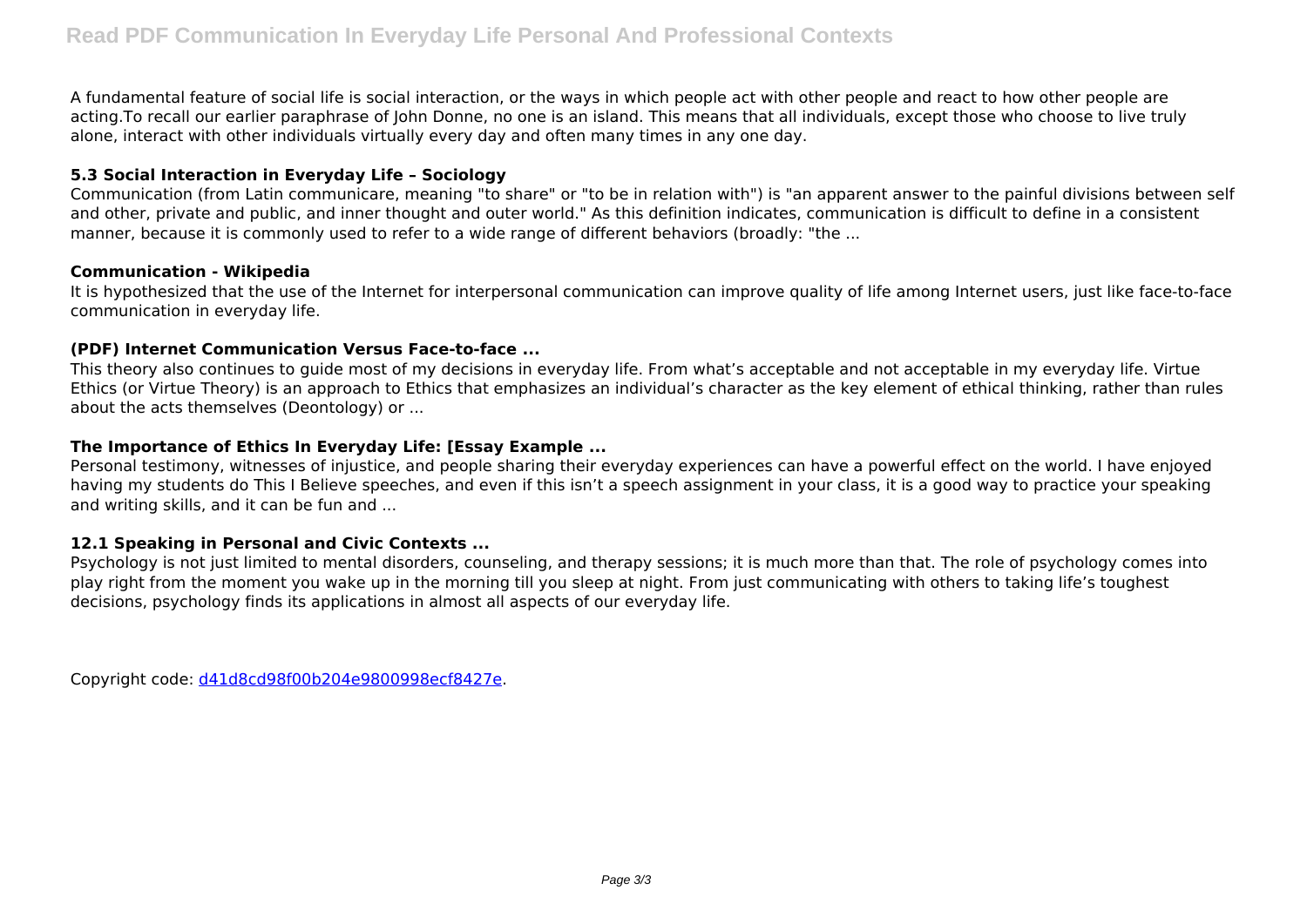A fundamental feature of social life is social interaction, or the ways in which people act with other people and react to how other people are acting.To recall our earlier paraphrase of John Donne, no one is an island. This means that all individuals, except those who choose to live truly alone, interact with other individuals virtually every day and often many times in any one day.

**5.3 Social Interaction in Everyday Life – Sociology**

Communication (from Latin communicare, meaning "to share" or "to be in relation with") is "an apparent answer to the painful divisions between self and other, private and public, and inner thought and outer world." As this definition indicates, communication is difficult to define in a consistent manner, because it is commonly used to refer to a wide range of different behaviors (broadly: "the ...

**Communication - Wikipedia**

It is hypothesized that the use of the Internet for interpersonal communication can improve quality of life among Internet users, just like face-to-face communication in everyday life.

**(PDF) Internet Communication Versus Face-to-face ...**

This theory also continues to guide most of my decisions in everyday life. From what's acceptable and not acceptable in my everyday life. Virtue Ethics (or Virtue Theory) is an approach to Ethics that emphasizes an individual's character as the key element of ethical thinking, rather than rules about the acts themselves (Deontology) or ...

**The Importance of Ethics In Everyday Life: [Essay Example ...**

Personal testimony, witnesses of injustice, and people sharing their everyday experiences can have a powerful effect on the world. I have enjoyed having my students do This I Believe speeches, and even if this isn't a speech assignment in your class, it is a good way to practice your speaking and writing skills, and it can be fun and ...

**12.1 Speaking in Personal and Civic Contexts ...**

Psychology is not just limited to mental disorders, counseling, and therapy sessions; it is much more than that. The role of psychology comes into play right from the moment you wake up in the morning till you sleep at night. From just communicating with others to taking life's toughest decisions, psychology finds its applications in almost all aspects of our everyday life.

Copyright code: d41d8cd98f00b204e9800998ecf8427e.